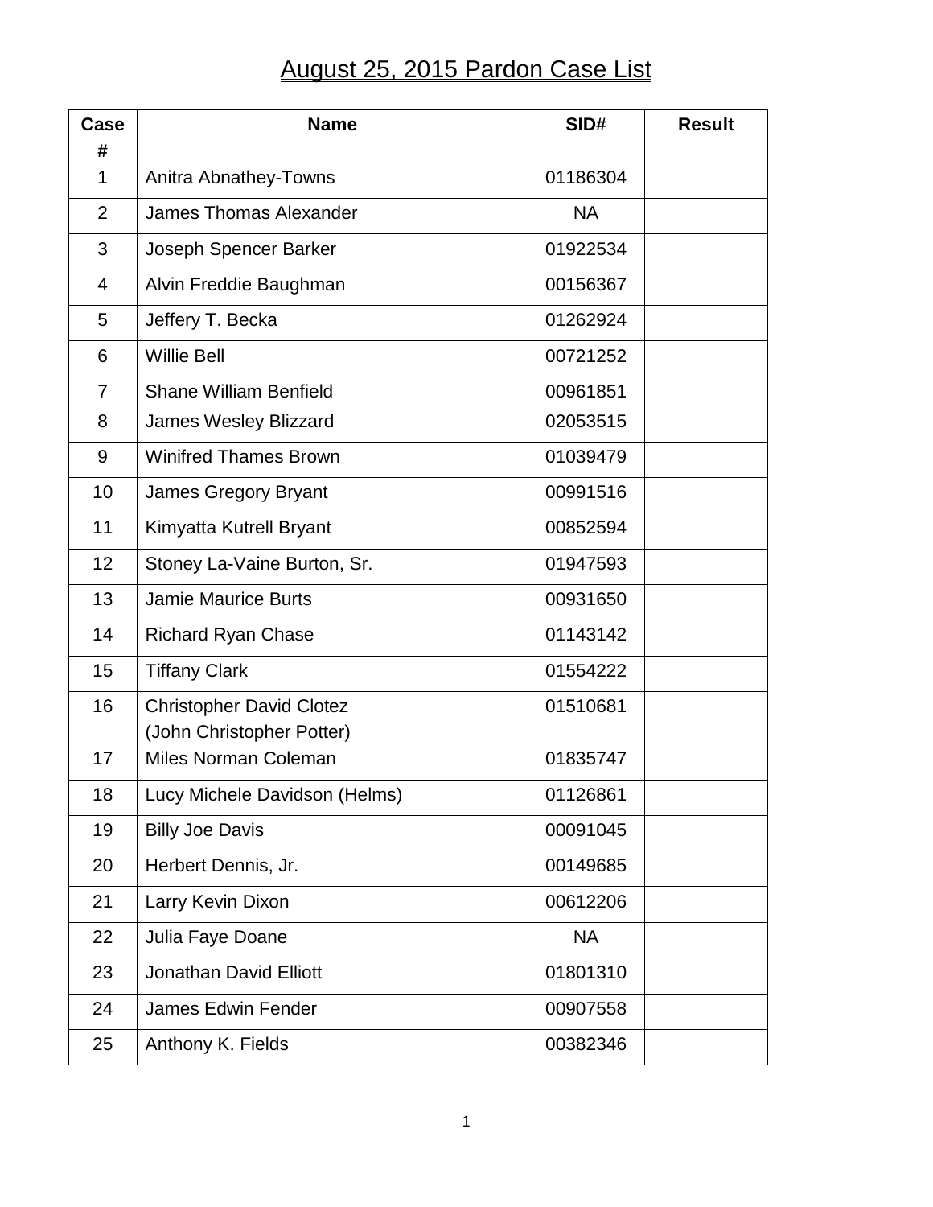# August 25, 2015 Pardon Case List

| Case # | Name | SID# | Result |
|---|---|---|---|
| 1 | Anitra Abnathey-Towns | 01186304 | |
| 2 | James Thomas Alexander | NA | |
| 3 | Joseph Spencer Barker | 01922534 | |
| 4 | Alvin Freddie Baughman | 00156367 | |
| 5 | Jeffery T. Becka | 01262924 | |
| 6 | Willie Bell | 00721252 | |
| 7 | Shane William Benfield | 00961851 | |
| 8 | James Wesley Blizzard | 02053515 | |
| 9 | Winifred Thames Brown | 01039479 | |
| 10 | James Gregory Bryant | 00991516 | |
| 11 | Kimyatta Kutrell Bryant | 00852594 | |
| 12 | Stoney La-Vaine Burton, Sr. | 01947593 | |
| 13 | Jamie Maurice Burts | 00931650 | |
| 14 | Richard Ryan Chase | 01143142 | |
| 15 | Tiffany Clark | 01554222 | |
| 16 | Christopher David Clotez (John Christopher Potter) | 01510681 | |
| 17 | Miles Norman Coleman | 01835747 | |
| 18 | Lucy Michele Davidson (Helms) | 01126861 | |
| 19 | Billy Joe Davis | 00091045 | |
| 20 | Herbert Dennis, Jr. | 00149685 | |
| 21 | Larry Kevin Dixon | 00612206 | |
| 22 | Julia Faye Doane | NA | |
| 23 | Jonathan David Elliott | 01801310 | |
| 24 | James Edwin Fender | 00907558 | |
| 25 | Anthony K. Fields | 00382346 | |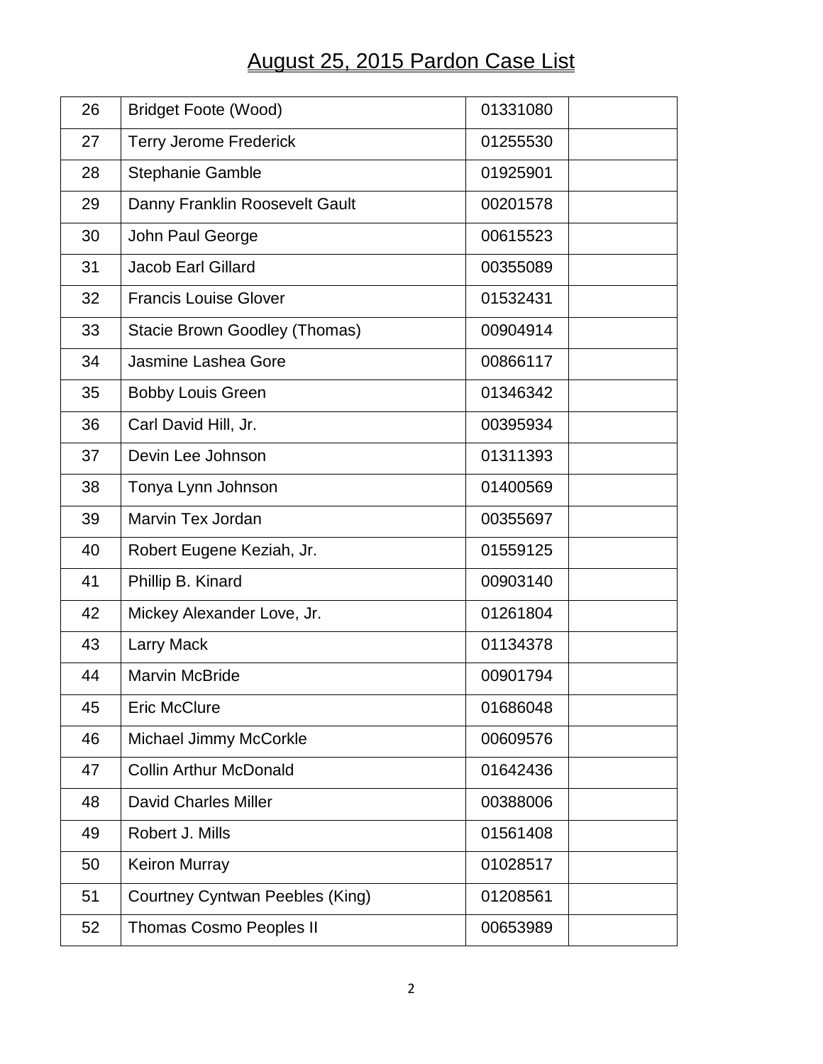# August 25, 2015 Pardon Case List

| | | | |
|---|---|---|---|
| 26 | Bridget Foote (Wood) | 01331080 | |
| 27 | Terry Jerome Frederick | 01255530 | |
| 28 | Stephanie Gamble | 01925901 | |
| 29 | Danny Franklin Roosevelt Gault | 00201578 | |
| 30 | John Paul George | 00615523 | |
| 31 | Jacob Earl Gillard | 00355089 | |
| 32 | Francis Louise Glover | 01532431 | |
| 33 | Stacie Brown Goodley (Thomas) | 00904914 | |
| 34 | Jasmine Lashea Gore | 00866117 | |
| 35 | Bobby Louis Green | 01346342 | |
| 36 | Carl David Hill, Jr. | 00395934 | |
| 37 | Devin Lee Johnson | 01311393 | |
| 38 | Tonya Lynn Johnson | 01400569 | |
| 39 | Marvin Tex Jordan | 00355697 | |
| 40 | Robert Eugene Keziah, Jr. | 01559125 | |
| 41 | Phillip B. Kinard | 00903140 | |
| 42 | Mickey Alexander Love, Jr. | 01261804 | |
| 43 | Larry Mack | 01134378 | |
| 44 | Marvin McBride | 00901794 | |
| 45 | Eric McClure | 01686048 | |
| 46 | Michael Jimmy McCorkle | 00609576 | |
| 47 | Collin Arthur McDonald | 01642436 | |
| 48 | David Charles Miller | 00388006 | |
| 49 | Robert J. Mills | 01561408 | |
| 50 | Keiron Murray | 01028517 | |
| 51 | Courtney Cyntwan Peebles (King) | 01208561 | |
| 52 | Thomas Cosmo Peoples II | 00653989 | |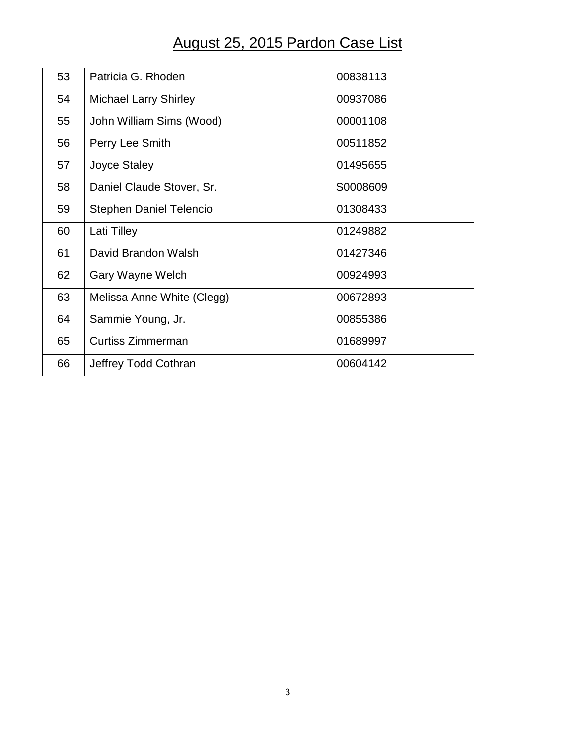# August 25, 2015 Pardon Case List

| | | | |
|---|---|---|---|
| 53 | Patricia G. Rhoden | 00838113 | |
| 54 | Michael Larry Shirley | 00937086 | |
| 55 | John William Sims (Wood) | 00001108 | |
| 56 | Perry Lee Smith | 00511852 | |
| 57 | Joyce Staley | 01495655 | |
| 58 | Daniel Claude Stover, Sr. | S0008609 | |
| 59 | Stephen Daniel Telencio | 01308433 | |
| 60 | Lati Tilley | 01249882 | |
| 61 | David Brandon Walsh | 01427346 | |
| 62 | Gary Wayne Welch | 00924993 | |
| 63 | Melissa Anne White (Clegg) | 00672893 | |
| 64 | Sammie Young, Jr. | 00855386 | |
| 65 | Curtiss Zimmerman | 01689997 | |
| 66 | Jeffrey Todd Cothran | 00604142 | |